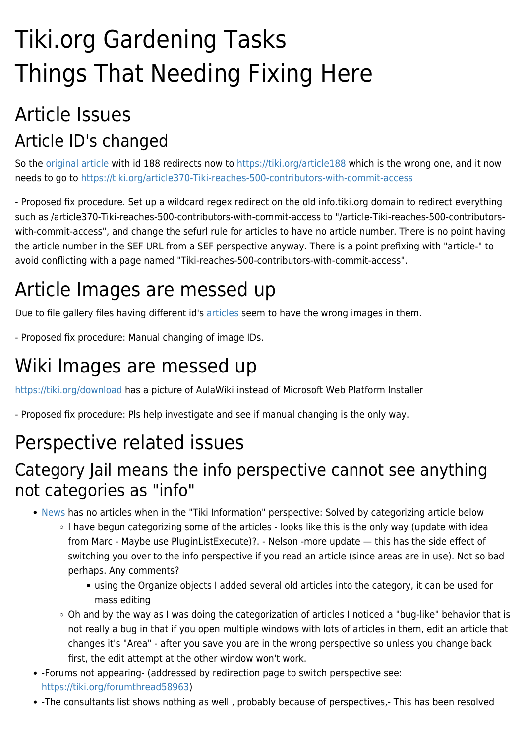# Tiki.org Gardening Tasks

# Things That Needing Fixing Here

## Article Issues

### Article ID's changed

So the original article with id 188 redirects now to https://tiki.org/article188 which is the wrong one, and it now needs to go to https://tiki.org/article370-Tiki-reaches-500-contributors-with-commit-access

- Proposed fix procedure. Set up a wildcard regex redirect on the old info.tiki.org domain to redirect everything such as /article370-Tiki-reaches-500-contributors-with-commit-access to "/article-Tiki-reaches-500-contributors-with-commit-access", and change the sefurl rule for articles to have no article number. There is no point having the article number in the SEF URL from a SEF perspective anyway. There is a point prefixing with "article-" to avoid conflicting with a page named "Tiki-reaches-500-contributors-with-commit-access".

## Article Images are messed up

Due to file gallery files having different id's articles seem to have the wrong images in them.

- Proposed fix procedure: Manual changing of image IDs.

## Wiki Images are messed up

https://tiki.org/download has a picture of AulaWiki instead of Microsoft Web Platform Installer

- Proposed fix procedure: Pls help investigate and see if manual changing is the only way.

## Perspective related issues

### Category Jail means the info perspective cannot see anything not categories as "info"

- News has no articles when in the "Tiki Information" perspective: Solved by categorizing article below
  - I have begun categorizing some of the articles - looks like this is the only way (update with idea from Marc - Maybe use PluginListExecute)?. - Nelson -more update — this has the side effect of switching you over to the info perspective if you read an article (since areas are in use). Not so bad perhaps. Any comments?
    - using the Organize objects I added several old articles into the category, it can be used for mass editing
  - Oh and by the way as I was doing the categorization of articles I noticed a "bug-like" behavior that is not really a bug in that if you open multiple windows with lots of articles in them, edit an article that changes it's "Area" - after you save you are in the wrong perspective so unless you change back first, the edit attempt at the other window won't work.
- ~~-Forums not appearing-~~ (addressed by redirection page to switch perspective see: https://tiki.org/forumthread58963)
- ~~-The consultants list shows nothing as well , probably because of perspectives,-~~ This has been resolved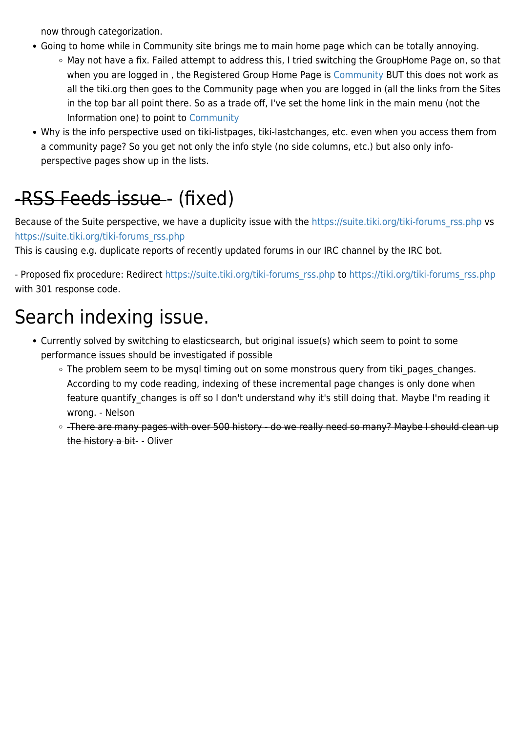now through categorization.

- Going to home while in Community site brings me to main home page which can be totally annoying.
  - May not have a fix. Failed attempt to address this, I tried switching the GroupHome Page on, so that when you are logged in , the Registered Group Home Page is Community BUT this does not work as all the tiki.org then goes to the Community page when you are logged in (all the links from the Sites in the top bar all point there. So as a trade off, I've set the home link in the main menu (not the Information one) to point to Community
- Why is the info perspective used on tiki-listpages, tiki-lastchanges, etc. even when you access them from a community page? So you get not only the info style (no side columns, etc.) but also only info-perspective pages show up in the lists.

# ~~-RSS Feeds issue~~ - (fixed)

Because of the Suite perspective, we have a duplicity issue with the https://suite.tiki.org/tiki-forums_rss.php vs https://suite.tiki.org/tiki-forums_rss.php
This is causing e.g. duplicate reports of recently updated forums in our IRC channel by the IRC bot.

- Proposed fix procedure: Redirect https://suite.tiki.org/tiki-forums_rss.php to https://tiki.org/tiki-forums_rss.php with 301 response code.

# Search indexing issue.

- Currently solved by switching to elasticsearch, but original issue(s) which seem to point to some performance issues should be investigated if possible
  - The problem seem to be mysql timing out on some monstrous query from tiki_pages_changes. According to my code reading, indexing of these incremental page changes is only done when feature quantify_changes is off so I don't understand why it's still doing that. Maybe I'm reading it wrong. - Nelson
  - ~~-There are many pages with over 500 history - do we really need so many? Maybe I should clean up the history a bit~~ - Oliver